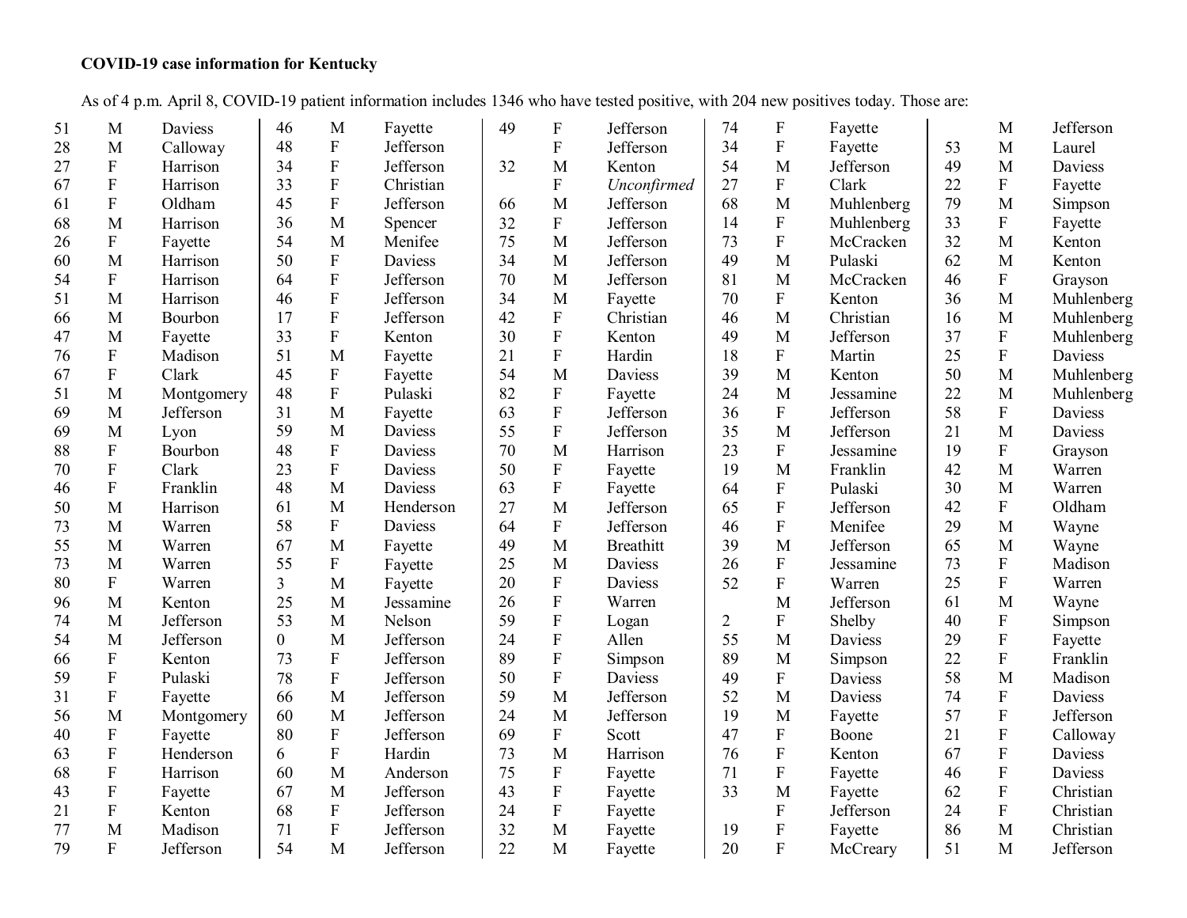**COVID-19 case information for Kentucky**

As of 4 p.m. April 8, COVID-19 patient information includes 1346 who have tested positive, with 204 new positives today. Those are:

| Age | Sex | County |
|---|---|---|
| 51 | M | Daviess |
| 28 | M | Calloway |
| 27 | F | Harrison |
| 67 | F | Harrison |
| 61 | F | Oldham |
| 68 | M | Harrison |
| 26 | F | Fayette |
| 60 | M | Harrison |
| 54 | F | Harrison |
| 51 | M | Harrison |
| 66 | M | Bourbon |
| 47 | M | Fayette |
| 76 | F | Madison |
| 67 | F | Clark |
| 51 | M | Montgomery |
| 69 | M | Jefferson |
| 69 | M | Lyon |
| 88 | F | Bourbon |
| 70 | F | Clark |
| 46 | F | Franklin |
| 50 | M | Harrison |
| 73 | M | Warren |
| 55 | M | Warren |
| 73 | M | Warren |
| 80 | F | Warren |
| 96 | M | Kenton |
| 74 | M | Jefferson |
| 54 | M | Jefferson |
| 66 | F | Kenton |
| 59 | F | Pulaski |
| 31 | F | Fayette |
| 56 | M | Montgomery |
| 40 | F | Fayette |
| 63 | F | Henderson |
| 68 | F | Harrison |
| 43 | F | Fayette |
| 21 | F | Kenton |
| 77 | M | Madison |
| 79 | F | Jefferson |
| 46 | M | Fayette |
| 48 | F | Jefferson |
| 34 | F | Jefferson |
| 33 | F | Christian |
| 45 | F | Jefferson |
| 36 | M | Spencer |
| 54 | M | Menifee |
| 50 | F | Daviess |
| 64 | F | Jefferson |
| 46 | F | Jefferson |
| 17 | F | Jefferson |
| 33 | F | Kenton |
| 51 | M | Fayette |
| 45 | F | Fayette |
| 48 | F | Pulaski |
| 31 | M | Fayette |
| 59 | M | Daviess |
| 48 | F | Daviess |
| 23 | F | Daviess |
| 48 | M | Daviess |
| 61 | M | Henderson |
| 58 | F | Daviess |
| 67 | M | Fayette |
| 55 | F | Fayette |
| 3 | M | Fayette |
| 25 | M | Jessamine |
| 53 | M | Nelson |
| 0 | M | Jefferson |
| 73 | F | Jefferson |
| 78 | F | Jefferson |
| 66 | M | Jefferson |
| 60 | M | Jefferson |
| 80 | F | Jefferson |
| 6 | F | Hardin |
| 60 | M | Anderson |
| 67 | M | Jefferson |
| 68 | F | Jefferson |
| 71 | F | Jefferson |
| 54 | M | Jefferson |
| 49 | F | Jefferson |
| | F | Jefferson |
| 32 | M | Kenton |
| | F | *Unconfirmed* |
| 66 | M | Jefferson |
| 32 | F | Jefferson |
| 75 | M | Jefferson |
| 34 | M | Jefferson |
| 70 | M | Jefferson |
| 34 | M | Fayette |
| 42 | F | Christian |
| 30 | F | Kenton |
| 21 | F | Hardin |
| 54 | M | Daviess |
| 82 | F | Fayette |
| 63 | F | Jefferson |
| 55 | F | Jefferson |
| 70 | M | Harrison |
| 50 | F | Fayette |
| 63 | F | Fayette |
| 27 | M | Jefferson |
| 64 | F | Jefferson |
| 49 | M | Breathitt |
| 25 | M | Daviess |
| 20 | F | Daviess |
| 26 | F | Warren |
| 59 | F | Logan |
| 24 | F | Allen |
| 89 | F | Simpson |
| 50 | F | Daviess |
| 59 | M | Jefferson |
| 24 | M | Jefferson |
| 69 | F | Scott |
| 73 | M | Harrison |
| 75 | F | Fayette |
| 43 | F | Fayette |
| 24 | F | Fayette |
| 32 | M | Fayette |
| 22 | M | Fayette |
| 74 | F | Fayette |
| 34 | F | Fayette |
| 54 | M | Jefferson |
| 27 | F | Clark |
| 68 | M | Muhlenberg |
| 14 | F | Muhlenberg |
| 73 | F | McCracken |
| 49 | M | Pulaski |
| 81 | M | McCracken |
| 70 | F | Kenton |
| 46 | M | Christian |
| 49 | M | Jefferson |
| 18 | F | Martin |
| 39 | M | Kenton |
| 24 | M | Jessamine |
| 36 | F | Jefferson |
| 35 | M | Jefferson |
| 23 | F | Jessamine |
| 19 | M | Franklin |
| 64 | F | Pulaski |
| 65 | F | Jefferson |
| 46 | F | Menifee |
| 39 | M | Jefferson |
| 26 | F | Jessamine |
| 52 | F | Warren |
| | M | Jefferson |
| 2 | F | Shelby |
| 55 | M | Daviess |
| 89 | M | Simpson |
| 49 | F | Daviess |
| 52 | M | Daviess |
| 19 | M | Fayette |
| 47 | F | Boone |
| 76 | F | Kenton |
| 71 | F | Fayette |
| 33 | M | Fayette |
| | F | Jefferson |
| 19 | F | Fayette |
| 20 | F | McCreary |
| | M | Jefferson |
| 53 | M | Laurel |
| 49 | M | Daviess |
| 22 | F | Fayette |
| 79 | M | Simpson |
| 33 | F | Fayette |
| 32 | M | Kenton |
| 62 | M | Kenton |
| 46 | F | Grayson |
| 36 | M | Muhlenberg |
| 16 | M | Muhlenberg |
| 37 | F | Muhlenberg |
| 25 | F | Daviess |
| 50 | M | Muhlenberg |
| 22 | M | Muhlenberg |
| 58 | F | Daviess |
| 21 | M | Daviess |
| 19 | F | Grayson |
| 42 | M | Warren |
| 30 | M | Warren |
| 42 | F | Oldham |
| 29 | M | Wayne |
| 65 | M | Wayne |
| 73 | F | Madison |
| 25 | F | Warren |
| 61 | M | Wayne |
| 40 | F | Simpson |
| 29 | F | Fayette |
| 22 | F | Franklin |
| 58 | M | Madison |
| 74 | F | Daviess |
| 57 | F | Jefferson |
| 21 | F | Calloway |
| 67 | F | Daviess |
| 46 | F | Daviess |
| 62 | F | Christian |
| 24 | F | Christian |
| 86 | M | Christian |
| 51 | M | Jefferson |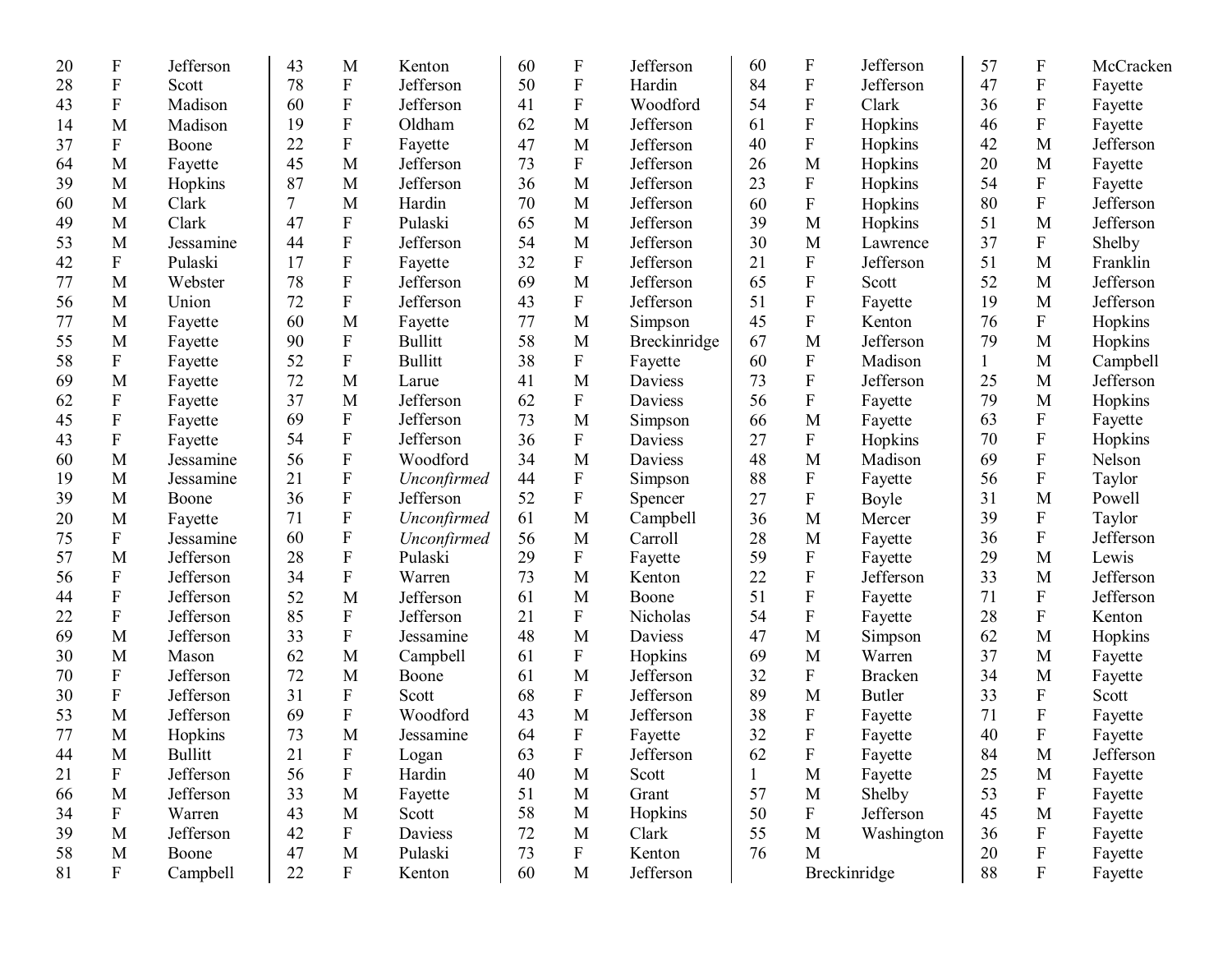| | | |
|---|---|---|
| 20 | F | Jefferson |
| 28 | F | Scott |
| 43 | F | Madison |
| 14 | M | Madison |
| 37 | F | Boone |
| 64 | M | Fayette |
| 39 | M | Hopkins |
| 60 | M | Clark |
| 49 | M | Clark |
| 53 | M | Jessamine |
| 42 | F | Pulaski |
| 77 | M | Webster |
| 56 | M | Union |
| 77 | M | Fayette |
| 55 | M | Fayette |
| 58 | F | Fayette |
| 69 | M | Fayette |
| 62 | F | Fayette |
| 45 | F | Fayette |
| 43 | F | Fayette |
| 60 | M | Jessamine |
| 19 | M | Jessamine |
| 39 | M | Boone |
| 20 | M | Fayette |
| 75 | F | Jessamine |
| 57 | M | Jefferson |
| 56 | F | Jefferson |
| 44 | F | Jefferson |
| 22 | F | Jefferson |
| 69 | M | Jefferson |
| 30 | M | Mason |
| 70 | F | Jefferson |
| 30 | F | Jefferson |
| 53 | M | Jefferson |
| 77 | M | Hopkins |
| 44 | M | Bullitt |
| 21 | F | Jefferson |
| 66 | M | Jefferson |
| 34 | F | Warren |
| 39 | M | Jefferson |
| 58 | M | Boone |
| 81 | F | Campbell |
| 43 | M | Kenton |
| 78 | F | Jefferson |
| 60 | F | Jefferson |
| 19 | F | Oldham |
| 22 | F | Fayette |
| 45 | M | Jefferson |
| 87 | M | Jefferson |
| 7 | M | Hardin |
| 47 | F | Pulaski |
| 44 | F | Jefferson |
| 17 | F | Fayette |
| 78 | F | Jefferson |
| 72 | F | Jefferson |
| 60 | M | Fayette |
| 90 | F | Bullitt |
| 52 | F | Bullitt |
| 72 | M | Larue |
| 37 | M | Jefferson |
| 69 | F | Jefferson |
| 54 | F | Jefferson |
| 56 | F | Woodford |
| 21 | F | *Unconfirmed* |
| 36 | F | Jefferson |
| 71 | F | *Unconfirmed* |
| 60 | F | *Unconfirmed* |
| 28 | F | Pulaski |
| 34 | F | Warren |
| 52 | M | Jefferson |
| 85 | F | Jefferson |
| 33 | F | Jessamine |
| 62 | M | Campbell |
| 72 | M | Boone |
| 31 | F | Scott |
| 69 | F | Woodford |
| 73 | M | Jessamine |
| 21 | F | Logan |
| 56 | F | Hardin |
| 33 | M | Fayette |
| 43 | M | Scott |
| 42 | F | Daviess |
| 47 | M | Pulaski |
| 22 | F | Kenton |
| 60 | F | Jefferson |
| 50 | F | Hardin |
| 41 | F | Woodford |
| 62 | M | Jefferson |
| 47 | M | Jefferson |
| 73 | F | Jefferson |
| 36 | M | Jefferson |
| 70 | M | Jefferson |
| 65 | M | Jefferson |
| 54 | M | Jefferson |
| 32 | F | Jefferson |
| 69 | M | Jefferson |
| 43 | F | Jefferson |
| 77 | M | Simpson |
| 58 | M | Breckinridge |
| 38 | F | Fayette |
| 41 | M | Daviess |
| 62 | F | Daviess |
| 73 | M | Simpson |
| 36 | F | Daviess |
| 34 | M | Daviess |
| 44 | F | Simpson |
| 52 | F | Spencer |
| 61 | M | Campbell |
| 56 | M | Carroll |
| 29 | F | Fayette |
| 73 | M | Kenton |
| 61 | M | Boone |
| 21 | F | Nicholas |
| 48 | M | Daviess |
| 61 | F | Hopkins |
| 61 | M | Jefferson |
| 68 | F | Jefferson |
| 43 | M | Jefferson |
| 64 | F | Fayette |
| 63 | F | Jefferson |
| 40 | M | Scott |
| 51 | M | Grant |
| 58 | M | Hopkins |
| 72 | M | Clark |
| 73 | F | Kenton |
| 60 | M | Jefferson |
| 60 | F | Jefferson |
| 84 | F | Jefferson |
| 54 | F | Clark |
| 61 | F | Hopkins |
| 40 | F | Hopkins |
| 26 | M | Hopkins |
| 23 | F | Hopkins |
| 60 | F | Hopkins |
| 39 | M | Hopkins |
| 30 | M | Lawrence |
| 21 | F | Jefferson |
| 65 | F | Scott |
| 51 | F | Fayette |
| 45 | F | Kenton |
| 67 | M | Jefferson |
| 60 | F | Madison |
| 73 | F | Jefferson |
| 56 | F | Fayette |
| 66 | M | Fayette |
| 27 | F | Hopkins |
| 48 | M | Madison |
| 88 | F | Fayette |
| 27 | F | Boyle |
| 36 | M | Mercer |
| 28 | M | Fayette |
| 59 | F | Fayette |
| 22 | F | Jefferson |
| 51 | F | Fayette |
| 54 | F | Fayette |
| 47 | M | Simpson |
| 69 | M | Warren |
| 32 | F | Bracken |
| 89 | M | Butler |
| 38 | F | Fayette |
| 32 | F | Fayette |
| 62 | F | Fayette |
| 1 | M | Fayette |
| 57 | M | Shelby |
| 50 | F | Jefferson |
| 55 | M | Washington |
| 76 | M | Breckinridge |
| 57 | F | McCracken |
| 47 | F | Fayette |
| 36 | F | Fayette |
| 46 | F | Fayette |
| 42 | M | Jefferson |
| 20 | M | Fayette |
| 54 | F | Fayette |
| 80 | F | Jefferson |
| 51 | M | Jefferson |
| 37 | F | Shelby |
| 51 | M | Franklin |
| 52 | M | Jefferson |
| 19 | M | Jefferson |
| 76 | F | Hopkins |
| 79 | M | Hopkins |
| 1 | M | Campbell |
| 25 | M | Jefferson |
| 79 | M | Hopkins |
| 63 | F | Fayette |
| 70 | F | Hopkins |
| 69 | F | Nelson |
| 56 | F | Taylor |
| 31 | M | Powell |
| 39 | F | Taylor |
| 36 | F | Jefferson |
| 29 | M | Lewis |
| 33 | M | Jefferson |
| 71 | F | Jefferson |
| 28 | F | Kenton |
| 62 | M | Hopkins |
| 37 | M | Fayette |
| 34 | M | Fayette |
| 33 | F | Scott |
| 71 | F | Fayette |
| 40 | F | Fayette |
| 84 | M | Jefferson |
| 25 | M | Fayette |
| 53 | F | Fayette |
| 45 | M | Fayette |
| 36 | F | Fayette |
| 20 | F | Fayette |
| 88 | F | Fayette |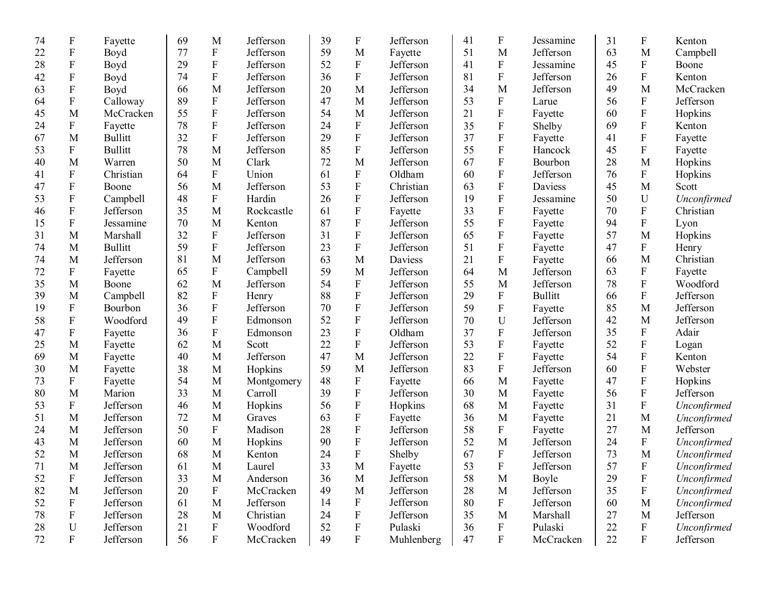| | | | | | | | | | | | | | | |
|---|---|---|---|---|---|---|---|---|---|---|---|---|---|---|
| 74 | F | Fayette | 69 | M | Jefferson | 39 | F | Jefferson | 41 | F | Jessamine | 31 | F | Kenton |
| 22 | F | Boyd | 77 | F | Jefferson | 59 | M | Fayette | 51 | M | Jefferson | 63 | M | Campbell |
| 28 | F | Boyd | 29 | F | Jefferson | 52 | F | Jefferson | 41 | F | Jessamine | 45 | F | Boone |
| 42 | F | Boyd | 74 | F | Jefferson | 36 | F | Jefferson | 81 | F | Jefferson | 26 | F | Kenton |
| 63 | F | Boyd | 66 | M | Jefferson | 20 | M | Jefferson | 34 | M | Jefferson | 49 | M | McCracken |
| 64 | F | Calloway | 89 | F | Jefferson | 47 | M | Jefferson | 53 | F | Larue | 56 | F | Jefferson |
| 45 | M | McCracken | 55 | F | Jefferson | 54 | M | Jefferson | 21 | F | Fayette | 60 | F | Hopkins |
| 24 | F | Fayette | 78 | F | Jefferson | 24 | F | Jefferson | 35 | F | Shelby | 69 | F | Kenton |
| 67 | M | Bullitt | 32 | F | Jefferson | 29 | F | Jefferson | 37 | F | Fayette | 41 | F | Fayette |
| 53 | F | Bullitt | 78 | M | Jefferson | 85 | F | Jefferson | 55 | F | Hancock | 45 | F | Fayette |
| 40 | M | Warren | 50 | M | Clark | 72 | M | Jefferson | 67 | F | Bourbon | 28 | M | Hopkins |
| 41 | F | Christian | 64 | F | Union | 61 | F | Oldham | 60 | F | Jefferson | 76 | F | Hopkins |
| 47 | F | Boone | 56 | M | Jefferson | 53 | F | Christian | 63 | F | Daviess | 45 | M | Scott |
| 53 | F | Campbell | 48 | F | Hardin | 26 | F | Jefferson | 19 | F | Jessamine | 50 | U | *Unconfirmed* |
| 46 | F | Jefferson | 35 | M | Rockcastle | 61 | F | Fayette | 33 | F | Fayette | 70 | F | Christian |
| 15 | F | Jessamine | 70 | M | Kenton | 87 | F | Jefferson | 55 | F | Fayette | 94 | F | Lyon |
| 31 | M | Marshall | 32 | F | Jefferson | 31 | F | Jefferson | 65 | F | Fayette | 57 | M | Hopkins |
| 74 | M | Bullitt | 59 | F | Jefferson | 23 | F | Jefferson | 51 | F | Fayette | 47 | F | Henry |
| 74 | M | Jefferson | 81 | M | Jefferson | 63 | M | Daviess | 21 | F | Fayette | 66 | M | Christian |
| 72 | F | Fayette | 65 | F | Campbell | 59 | M | Jefferson | 64 | M | Jefferson | 63 | F | Fayette |
| 35 | M | Boone | 62 | M | Jefferson | 54 | F | Jefferson | 55 | M | Jefferson | 78 | F | Woodford |
| 39 | M | Campbell | 82 | F | Henry | 88 | F | Jefferson | 29 | F | Bullitt | 66 | F | Jefferson |
| 19 | F | Bourbon | 36 | F | Jefferson | 70 | F | Jefferson | 59 | F | Fayette | 85 | M | Jefferson |
| 58 | F | Woodford | 49 | F | Edmonson | 52 | F | Jefferson | 70 | U | Jefferson | 42 | M | Jefferson |
| 47 | F | Fayette | 36 | F | Edmonson | 23 | F | Oldham | 37 | F | Jefferson | 35 | F | Adair |
| 25 | M | Fayette | 62 | M | Scott | 22 | F | Jefferson | 53 | F | Fayette | 52 | F | Logan |
| 69 | M | Fayette | 40 | M | Jefferson | 47 | M | Jefferson | 22 | F | Fayette | 54 | F | Kenton |
| 30 | M | Fayette | 38 | M | Hopkins | 59 | M | Jefferson | 83 | F | Jefferson | 60 | F | Webster |
| 73 | F | Fayette | 54 | M | Montgomery | 48 | F | Fayette | 66 | M | Fayette | 47 | F | Hopkins |
| 80 | M | Marion | 33 | M | Carroll | 39 | F | Jefferson | 30 | M | Fayette | 56 | F | Jefferson |
| 53 | F | Jefferson | 46 | M | Hopkins | 56 | F | Hopkins | 68 | M | Fayette | 31 | F | *Unconfirmed* |
| 51 | M | Jefferson | 72 | M | Graves | 63 | F | Fayette | 36 | M | Fayette | 21 | M | *Unconfirmed* |
| 24 | M | Jefferson | 50 | F | Madison | 28 | F | Jefferson | 58 | F | Fayette | 27 | M | Jefferson |
| 43 | M | Jefferson | 60 | M | Hopkins | 90 | F | Jefferson | 52 | M | Jefferson | 24 | F | *Unconfirmed* |
| 52 | M | Jefferson | 68 | M | Kenton | 24 | F | Shelby | 67 | F | Jefferson | 73 | M | *Unconfirmed* |
| 71 | M | Jefferson | 61 | M | Laurel | 33 | M | Fayette | 53 | F | Jefferson | 57 | F | *Unconfirmed* |
| 52 | F | Jefferson | 33 | M | Anderson | 36 | M | Jefferson | 58 | M | Boyle | 29 | F | *Unconfirmed* |
| 82 | M | Jefferson | 20 | F | McCracken | 49 | M | Jefferson | 28 | M | Jefferson | 35 | F | *Unconfirmed* |
| 52 | F | Jefferson | 61 | M | Jefferson | 14 | F | Jefferson | 80 | F | Jefferson | 60 | M | *Unconfirmed* |
| 78 | F | Jefferson | 28 | M | Christian | 24 | F | Jefferson | 35 | M | Marshall | 27 | M | Jefferson |
| 28 | U | Jefferson | 21 | F | Woodford | 52 | F | Pulaski | 36 | F | Pulaski | 22 | F | *Unconfirmed* |
| 72 | F | Jefferson | 56 | F | McCracken | 49 | F | Muhlenberg | 47 | F | McCracken | 22 | F | Jefferson |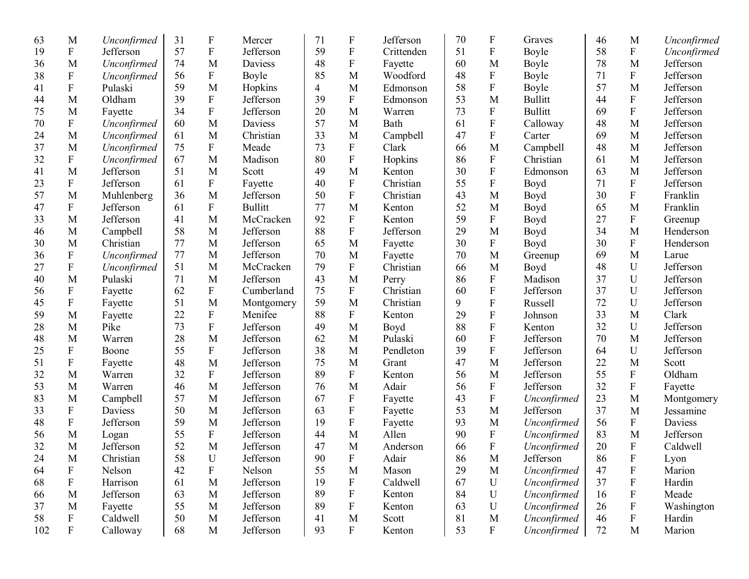| | | |
|---|---|---|
| 63 | M | *Unconfirmed* |
| 19 | F | Jefferson |
| 36 | M | *Unconfirmed* |
| 38 | F | *Unconfirmed* |
| 41 | F | Pulaski |
| 44 | M | Oldham |
| 75 | M | Fayette |
| 70 | F | *Unconfirmed* |
| 24 | M | *Unconfirmed* |
| 37 | M | *Unconfirmed* |
| 32 | F | *Unconfirmed* |
| 41 | M | Jefferson |
| 23 | F | Jefferson |
| 57 | M | Muhlenberg |
| 47 | F | Jefferson |
| 33 | M | Jefferson |
| 46 | M | Campbell |
| 30 | M | Christian |
| 36 | F | *Unconfirmed* |
| 27 | F | *Unconfirmed* |
| 40 | M | Pulaski |
| 56 | F | Fayette |
| 45 | F | Fayette |
| 59 | M | Fayette |
| 28 | M | Pike |
| 48 | M | Warren |
| 25 | F | Boone |
| 51 | F | Fayette |
| 32 | M | Warren |
| 53 | M | Warren |
| 83 | M | Campbell |
| 33 | F | Daviess |
| 48 | F | Jefferson |
| 56 | M | Logan |
| 32 | M | Jefferson |
| 24 | M | Christian |
| 64 | F | Nelson |
| 68 | F | Harrison |
| 66 | M | Jefferson |
| 37 | M | Fayette |
| 58 | F | Caldwell |
| 102 | F | Calloway |
| 31 | F | Mercer |
| 57 | F | Jefferson |
| 74 | M | Daviess |
| 56 | F | Boyle |
| 59 | M | Hopkins |
| 39 | F | Jefferson |
| 34 | F | Jefferson |
| 60 | M | Daviess |
| 61 | M | Christian |
| 75 | F | Meade |
| 67 | M | Madison |
| 51 | M | Scott |
| 61 | F | Fayette |
| 36 | M | Jefferson |
| 61 | F | Bullitt |
| 41 | M | McCracken |
| 58 | M | Jefferson |
| 77 | M | Jefferson |
| 77 | M | Jefferson |
| 51 | M | McCracken |
| 71 | M | Jefferson |
| 62 | F | Cumberland |
| 51 | M | Montgomery |
| 22 | F | Menifee |
| 73 | F | Jefferson |
| 28 | M | Jefferson |
| 55 | F | Jefferson |
| 48 | M | Jefferson |
| 32 | F | Jefferson |
| 46 | M | Jefferson |
| 57 | M | Jefferson |
| 50 | M | Jefferson |
| 59 | M | Jefferson |
| 55 | F | Jefferson |
| 52 | M | Jefferson |
| 58 | U | Jefferson |
| 42 | F | Nelson |
| 61 | M | Jefferson |
| 63 | M | Jefferson |
| 55 | M | Jefferson |
| 50 | M | Jefferson |
| 68 | M | Jefferson |
| 71 | F | Jefferson |
| 59 | F | Crittenden |
| 48 | F | Fayette |
| 85 | M | Woodford |
| 4 | M | Edmonson |
| 39 | F | Edmonson |
| 20 | M | Warren |
| 57 | M | Bath |
| 33 | M | Campbell |
| 73 | F | Clark |
| 80 | F | Hopkins |
| 49 | M | Kenton |
| 40 | F | Christian |
| 50 | F | Christian |
| 77 | M | Kenton |
| 92 | F | Kenton |
| 88 | F | Jefferson |
| 65 | M | Fayette |
| 70 | M | Fayette |
| 79 | F | Christian |
| 43 | M | Perry |
| 75 | F | Christian |
| 59 | M | Christian |
| 88 | F | Kenton |
| 49 | M | Boyd |
| 62 | M | Pulaski |
| 38 | M | Pendleton |
| 75 | M | Grant |
| 89 | F | Kenton |
| 76 | M | Adair |
| 67 | F | Fayette |
| 63 | F | Fayette |
| 19 | F | Fayette |
| 44 | M | Allen |
| 47 | M | Anderson |
| 90 | F | Adair |
| 55 | M | Mason |
| 19 | F | Caldwell |
| 89 | F | Kenton |
| 89 | F | Kenton |
| 41 | M | Scott |
| 93 | F | Kenton |
| 70 | F | Graves |
| 51 | F | Boyle |
| 60 | M | Boyle |
| 48 | F | Boyle |
| 58 | F | Boyle |
| 53 | M | Bullitt |
| 73 | F | Bullitt |
| 61 | F | Calloway |
| 47 | F | Carter |
| 66 | M | Campbell |
| 86 | F | Christian |
| 30 | F | Edmonson |
| 55 | F | Boyd |
| 43 | M | Boyd |
| 52 | M | Boyd |
| 59 | F | Boyd |
| 29 | M | Boyd |
| 30 | F | Boyd |
| 70 | M | Greenup |
| 66 | M | Boyd |
| 86 | F | Madison |
| 60 | F | Jefferson |
| 9 | F | Russell |
| 29 | F | Johnson |
| 88 | F | Kenton |
| 60 | F | Jefferson |
| 39 | F | Jefferson |
| 47 | M | Jefferson |
| 56 | M | Jefferson |
| 56 | F | Jefferson |
| 43 | F | *Unconfirmed* |
| 53 | M | Jefferson |
| 93 | M | *Unconfirmed* |
| 90 | F | *Unconfirmed* |
| 66 | F | *Unconfirmed* |
| 86 | M | Jefferson |
| 29 | M | *Unconfirmed* |
| 67 | U | *Unconfirmed* |
| 84 | U | *Unconfirmed* |
| 63 | U | *Unconfirmed* |
| 81 | M | *Unconfirmed* |
| 53 | F | *Unconfirmed* |
| 46 | M | *Unconfirmed* |
| 58 | F | *Unconfirmed* |
| 78 | M | Jefferson |
| 71 | F | Jefferson |
| 57 | M | Jefferson |
| 44 | F | Jefferson |
| 69 | F | Jefferson |
| 48 | M | Jefferson |
| 69 | M | Jefferson |
| 48 | M | Jefferson |
| 61 | M | Jefferson |
| 63 | M | Jefferson |
| 71 | F | Jefferson |
| 30 | F | Franklin |
| 65 | M | Franklin |
| 27 | F | Greenup |
| 34 | M | Henderson |
| 30 | F | Henderson |
| 69 | M | Larue |
| 48 | U | Jefferson |
| 37 | U | Jefferson |
| 37 | U | Jefferson |
| 72 | U | Jefferson |
| 33 | M | Clark |
| 32 | U | Jefferson |
| 70 | M | Jefferson |
| 64 | U | Jefferson |
| 22 | M | Scott |
| 55 | F | Oldham |
| 32 | F | Fayette |
| 23 | M | Montgomery |
| 37 | M | Jessamine |
| 56 | F | Daviess |
| 83 | M | Jefferson |
| 20 | F | Caldwell |
| 86 | F | Lyon |
| 47 | F | Marion |
| 37 | F | Hardin |
| 16 | F | Meade |
| 26 | F | Washington |
| 46 | F | Hardin |
| 72 | M | Marion |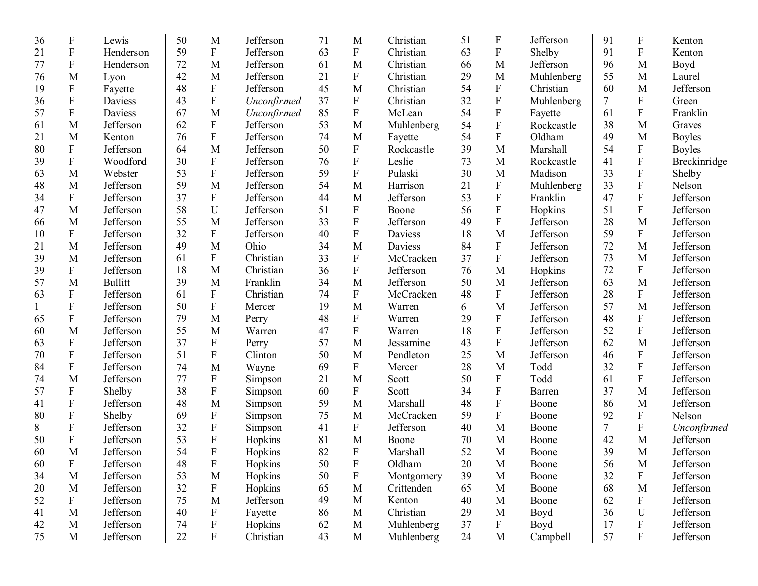| | | | | | | | | | | | | | | |
|---|---|---|---|---|---|---|---|---|---|---|---|---|---|---|
| 36 | F | Lewis | 50 | M | Jefferson | 71 | M | Christian | 51 | F | Jefferson | 91 | F | Kenton |
| 21 | F | Henderson | 59 | F | Jefferson | 63 | F | Christian | 63 | F | Shelby | 91 | F | Kenton |
| 77 | F | Henderson | 72 | M | Jefferson | 61 | M | Christian | 66 | M | Jefferson | 96 | M | Boyd |
| 76 | M | Lyon | 42 | M | Jefferson | 21 | F | Christian | 29 | M | Muhlenberg | 55 | M | Laurel |
| 19 | F | Fayette | 48 | F | Jefferson | 45 | M | Christian | 54 | F | Christian | 60 | M | Jefferson |
| 36 | F | Daviess | 43 | F | *Unconfirmed* | 37 | F | Christian | 32 | F | Muhlenberg | 7 | F | Green |
| 57 | F | Daviess | 67 | M | *Unconfirmed* | 85 | F | McLean | 54 | F | Fayette | 61 | F | Franklin |
| 61 | M | Jefferson | 62 | F | Jefferson | 53 | M | Muhlenberg | 54 | F | Rockcastle | 38 | M | Graves |
| 21 | M | Kenton | 76 | F | Jefferson | 74 | M | Fayette | 54 | F | Oldham | 49 | M | Boyles |
| 80 | F | Jefferson | 64 | M | Jefferson | 50 | F | Rockcastle | 39 | M | Marshall | 54 | F | Boyles |
| 39 | F | Woodford | 30 | F | Jefferson | 76 | F | Leslie | 73 | M | Rockcastle | 41 | F | Breckinridge |
| 63 | M | Webster | 53 | F | Jefferson | 59 | F | Pulaski | 30 | M | Madison | 33 | F | Shelby |
| 48 | M | Jefferson | 59 | M | Jefferson | 54 | M | Harrison | 21 | F | Muhlenberg | 33 | F | Nelson |
| 34 | F | Jefferson | 37 | F | Jefferson | 44 | M | Jefferson | 53 | F | Franklin | 47 | F | Jefferson |
| 47 | M | Jefferson | 58 | U | Jefferson | 51 | F | Boone | 56 | F | Hopkins | 51 | F | Jefferson |
| 66 | M | Jefferson | 55 | M | Jefferson | 33 | F | Jefferson | 49 | F | Jefferson | 28 | M | Jefferson |
| 10 | F | Jefferson | 32 | F | Jefferson | 40 | F | Daviess | 18 | M | Jefferson | 59 | F | Jefferson |
| 21 | M | Jefferson | 49 | M | Ohio | 34 | M | Daviess | 84 | F | Jefferson | 72 | M | Jefferson |
| 39 | M | Jefferson | 61 | F | Christian | 33 | F | McCracken | 37 | F | Jefferson | 73 | M | Jefferson |
| 39 | F | Jefferson | 18 | M | Christian | 36 | F | Jefferson | 76 | M | Hopkins | 72 | F | Jefferson |
| 57 | M | Bullitt | 39 | M | Franklin | 34 | M | Jefferson | 50 | M | Jefferson | 63 | M | Jefferson |
| 63 | F | Jefferson | 61 | F | Christian | 74 | F | McCracken | 48 | F | Jefferson | 28 | F | Jefferson |
| 1 | F | Jefferson | 50 | F | Mercer | 19 | M | Warren | 6 | M | Jefferson | 57 | M | Jefferson |
| 65 | F | Jefferson | 79 | M | Perry | 48 | F | Warren | 29 | F | Jefferson | 48 | F | Jefferson |
| 60 | M | Jefferson | 55 | M | Warren | 47 | F | Warren | 18 | F | Jefferson | 52 | F | Jefferson |
| 63 | F | Jefferson | 37 | F | Perry | 57 | M | Jessamine | 43 | F | Jefferson | 62 | M | Jefferson |
| 70 | F | Jefferson | 51 | F | Clinton | 50 | M | Pendleton | 25 | M | Jefferson | 46 | F | Jefferson |
| 84 | F | Jefferson | 74 | M | Wayne | 69 | F | Mercer | 28 | M | Todd | 32 | F | Jefferson |
| 74 | M | Jefferson | 77 | F | Simpson | 21 | M | Scott | 50 | F | Todd | 61 | F | Jefferson |
| 57 | F | Shelby | 38 | F | Simpson | 60 | F | Scott | 34 | F | Barren | 37 | M | Jefferson |
| 41 | F | Jefferson | 48 | M | Simpson | 59 | M | Marshall | 48 | F | Boone | 86 | M | Jefferson |
| 80 | F | Shelby | 69 | F | Simpson | 75 | M | McCracken | 59 | F | Boone | 92 | F | Nelson |
| 8 | F | Jefferson | 32 | F | Simpson | 41 | F | Jefferson | 40 | M | Boone | 7 | F | *Unconfirmed* |
| 50 | F | Jefferson | 53 | F | Hopkins | 81 | M | Boone | 70 | M | Boone | 42 | M | Jefferson |
| 60 | M | Jefferson | 54 | F | Hopkins | 82 | F | Marshall | 52 | M | Boone | 39 | M | Jefferson |
| 60 | F | Jefferson | 48 | F | Hopkins | 50 | F | Oldham | 20 | M | Boone | 56 | M | Jefferson |
| 34 | M | Jefferson | 53 | M | Hopkins | 50 | F | Montgomery | 39 | M | Boone | 32 | F | Jefferson |
| 20 | M | Jefferson | 32 | F | Hopkins | 65 | M | Crittenden | 65 | M | Boone | 68 | M | Jefferson |
| 52 | F | Jefferson | 75 | M | Jefferson | 49 | M | Kenton | 40 | M | Boone | 62 | F | Jefferson |
| 41 | M | Jefferson | 40 | F | Fayette | 86 | M | Christian | 29 | M | Boyd | 36 | U | Jefferson |
| 42 | M | Jefferson | 74 | F | Hopkins | 62 | M | Muhlenberg | 37 | F | Boyd | 17 | F | Jefferson |
| 75 | M | Jefferson | 22 | F | Christian | 43 | M | Muhlenberg | 24 | M | Campbell | 57 | F | Jefferson |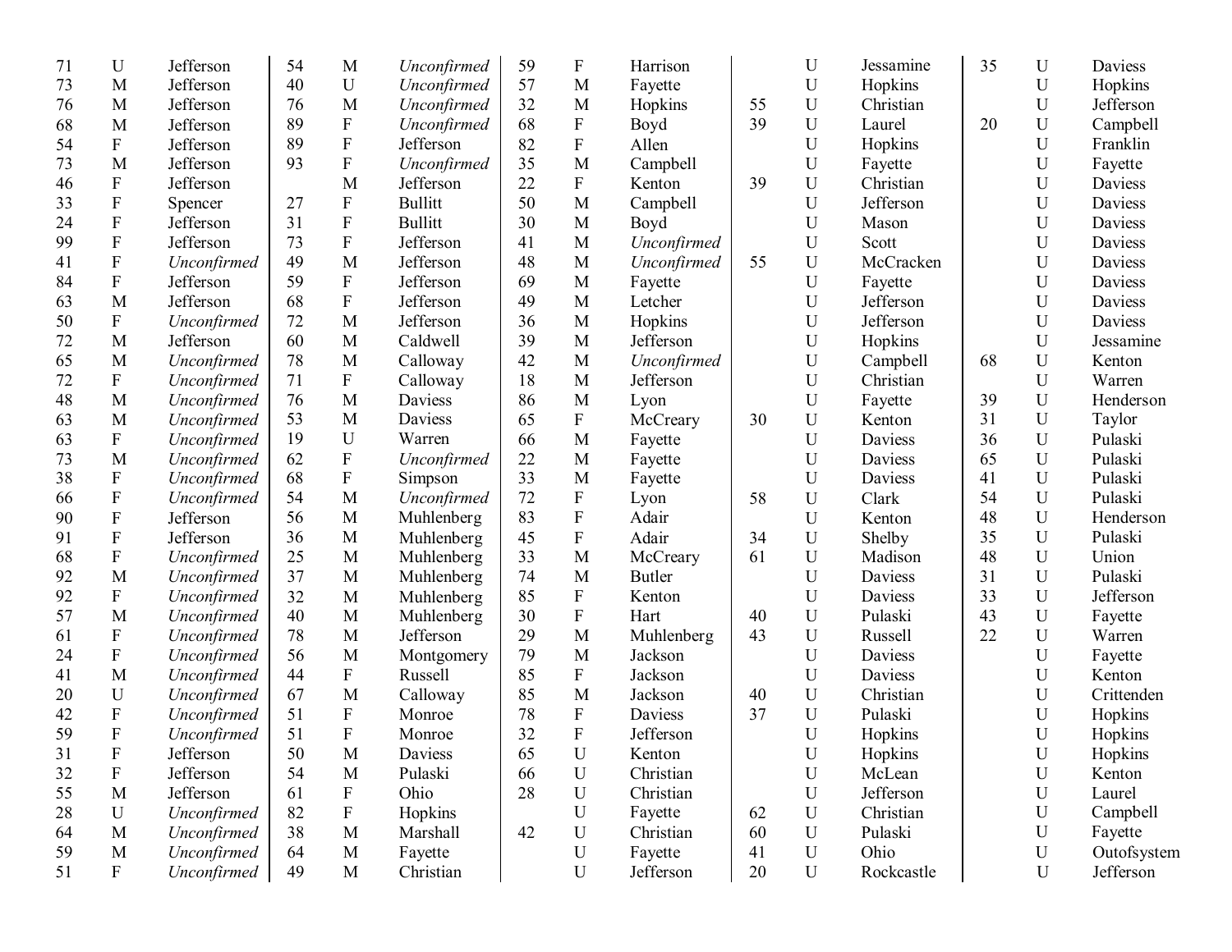| | | |
|---|---|---|
| 71 | U | Jefferson |
| 73 | M | Jefferson |
| 76 | M | Jefferson |
| 68 | M | Jefferson |
| 54 | F | Jefferson |
| 73 | M | Jefferson |
| 46 | F | Jefferson |
| 33 | F | Spencer |
| 24 | F | Jefferson |
| 99 | F | Jefferson |
| 41 | F | *Unconfirmed* |
| 84 | F | Jefferson |
| 63 | M | Jefferson |
| 50 | F | *Unconfirmed* |
| 72 | M | Jefferson |
| 65 | M | *Unconfirmed* |
| 72 | F | *Unconfirmed* |
| 48 | M | *Unconfirmed* |
| 63 | M | *Unconfirmed* |
| 63 | F | *Unconfirmed* |
| 73 | M | *Unconfirmed* |
| 38 | F | *Unconfirmed* |
| 66 | F | *Unconfirmed* |
| 90 | F | Jefferson |
| 91 | F | Jefferson |
| 68 | F | *Unconfirmed* |
| 92 | M | *Unconfirmed* |
| 92 | F | *Unconfirmed* |
| 57 | M | *Unconfirmed* |
| 61 | F | *Unconfirmed* |
| 24 | F | *Unconfirmed* |
| 41 | M | *Unconfirmed* |
| 20 | U | *Unconfirmed* |
| 42 | F | *Unconfirmed* |
| 59 | F | *Unconfirmed* |
| 31 | F | Jefferson |
| 32 | F | Jefferson |
| 55 | M | Jefferson |
| 28 | U | *Unconfirmed* |
| 64 | M | *Unconfirmed* |
| 59 | M | *Unconfirmed* |
| 51 | F | *Unconfirmed* |
| 54 | M | *Unconfirmed* |
| 40 | U | *Unconfirmed* |
| 76 | M | *Unconfirmed* |
| 89 | F | *Unconfirmed* |
| 89 | F | Jefferson |
| 93 | F | *Unconfirmed* |
| | M | Jefferson |
| 27 | F | Bullitt |
| 31 | F | Bullitt |
| 73 | F | Jefferson |
| 49 | M | Jefferson |
| 59 | F | Jefferson |
| 68 | F | Jefferson |
| 72 | M | Jefferson |
| 60 | M | Caldwell |
| 78 | M | Calloway |
| 71 | F | Calloway |
| 76 | M | Daviess |
| 53 | M | Daviess |
| 19 | U | Warren |
| 62 | F | *Unconfirmed* |
| 68 | F | Simpson |
| 54 | M | *Unconfirmed* |
| 56 | M | Muhlenberg |
| 36 | M | Muhlenberg |
| 25 | M | Muhlenberg |
| 37 | M | Muhlenberg |
| 32 | M | Muhlenberg |
| 40 | M | Muhlenberg |
| 78 | M | Jefferson |
| 56 | M | Montgomery |
| 44 | F | Russell |
| 67 | M | Calloway |
| 51 | F | Monroe |
| 51 | F | Monroe |
| 50 | M | Daviess |
| 54 | M | Pulaski |
| 61 | F | Ohio |
| 82 | F | Hopkins |
| 38 | M | Marshall |
| 64 | M | Fayette |
| 49 | M | Christian |
| 59 | F | Harrison |
| 57 | M | Fayette |
| 32 | M | Hopkins |
| 68 | F | Boyd |
| 82 | F | Allen |
| 35 | M | Campbell |
| 22 | F | Kenton |
| 50 | M | Campbell |
| 30 | M | Boyd |
| 41 | M | *Unconfirmed* |
| 48 | M | *Unconfirmed* |
| 69 | M | Fayette |
| 49 | M | Letcher |
| 36 | M | Hopkins |
| 39 | M | Jefferson |
| 42 | M | *Unconfirmed* |
| 18 | M | Jefferson |
| 86 | M | Lyon |
| 65 | F | McCreary |
| 66 | M | Fayette |
| 22 | M | Fayette |
| 33 | M | Fayette |
| 72 | F | Lyon |
| 83 | F | Adair |
| 45 | F | Adair |
| 33 | M | McCreary |
| 74 | M | Butler |
| 85 | F | Kenton |
| 30 | F | Hart |
| 29 | M | Muhlenberg |
| 79 | M | Jackson |
| 85 | F | Jackson |
| 85 | M | Jackson |
| 78 | F | Daviess |
| 32 | F | Jefferson |
| 65 | U | Kenton |
| 66 | U | Christian |
| 28 | U | Christian |
| | U | Fayette |
| 42 | U | Christian |
| | U | Fayette |
| | U | Jefferson |
| | U | Jessamine |
| | U | Hopkins |
| 55 | U | Christian |
| 39 | U | Laurel |
| | U | Hopkins |
| | U | Fayette |
| 39 | U | Christian |
| | U | Jefferson |
| | U | Mason |
| | U | Scott |
| 55 | U | McCracken |
| | U | Fayette |
| | U | Jefferson |
| | U | Jefferson |
| | U | Hopkins |
| | U | Campbell |
| | U | Christian |
| | U | Fayette |
| 30 | U | Kenton |
| | U | Daviess |
| | U | Daviess |
| | U | Daviess |
| 58 | U | Clark |
| | U | Kenton |
| 34 | U | Shelby |
| 61 | U | Madison |
| | U | Daviess |
| | U | Daviess |
| 40 | U | Pulaski |
| 43 | U | Russell |
| | U | Daviess |
| | U | Daviess |
| 40 | U | Christian |
| 37 | U | Pulaski |
| | U | Hopkins |
| | U | Hopkins |
| | U | McLean |
| | U | Jefferson |
| 62 | U | Christian |
| 60 | U | Pulaski |
| 41 | U | Ohio |
| 20 | U | Rockcastle |
| 35 | U | Daviess |
| | U | Hopkins |
| | U | Jefferson |
| 20 | U | Campbell |
| | U | Franklin |
| | U | Fayette |
| | U | Daviess |
| | U | Daviess |
| | U | Daviess |
| | U | Daviess |
| | U | Daviess |
| | U | Daviess |
| | U | Daviess |
| | U | Daviess |
| | U | Jessamine |
| 68 | U | Kenton |
| | U | Warren |
| 39 | U | Henderson |
| 31 | U | Taylor |
| 36 | U | Pulaski |
| 65 | U | Pulaski |
| 41 | U | Pulaski |
| 54 | U | Pulaski |
| 48 | U | Henderson |
| 35 | U | Pulaski |
| 48 | U | Union |
| 31 | U | Pulaski |
| 33 | U | Jefferson |
| 43 | U | Fayette |
| 22 | U | Warren |
| | U | Fayette |
| | U | Kenton |
| | U | Crittenden |
| | U | Hopkins |
| | U | Hopkins |
| | U | Hopkins |
| | U | Kenton |
| | U | Laurel |
| | U | Campbell |
| | U | Fayette |
| | U | Outofsystem |
| | U | Jefferson |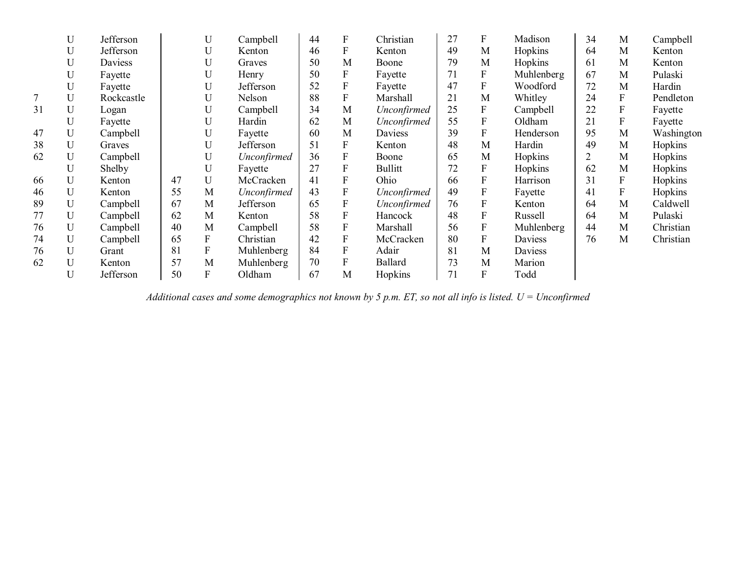| | | |
|---|---|---|
| | U | Jefferson |
| | U | Jefferson |
| | U | Daviess |
| | U | Fayette |
| | U | Fayette |
| 7 | U | Rockcastle |
| 31 | U | Logan |
| | U | Fayette |
| 47 | U | Campbell |
| 38 | U | Graves |
| 62 | U | Campbell |
| | U | Shelby |
| 66 | U | Kenton |
| 46 | U | Kenton |
| 89 | U | Campbell |
| 77 | U | Campbell |
| 76 | U | Campbell |
| 74 | U | Campbell |
| 76 | U | Grant |
| 62 | U | Kenton |
| | U | Jefferson |
| | U | Campbell |
| | U | Kenton |
| | U | Graves |
| | U | Henry |
| | U | Jefferson |
| | U | Nelson |
| | U | Campbell |
| | U | Hardin |
| | U | Fayette |
| | U | Jefferson |
| | U | *Unconfirmed* |
| | U | Fayette |
| 47 | U | McCracken |
| 55 | M | *Unconfirmed* |
| 67 | M | Jefferson |
| 62 | M | Kenton |
| 40 | M | Campbell |
| 65 | F | Christian |
| 81 | F | Muhlenberg |
| 57 | M | Muhlenberg |
| 50 | F | Oldham |
| 44 | F | Christian |
| 46 | F | Kenton |
| 50 | M | Boone |
| 50 | F | Fayette |
| 52 | F | Fayette |
| 88 | F | Marshall |
| 34 | M | *Unconfirmed* |
| 62 | M | *Unconfirmed* |
| 60 | M | Daviess |
| 51 | F | Kenton |
| 36 | F | Boone |
| 27 | F | Bullitt |
| 41 | F | Ohio |
| 43 | F | *Unconfirmed* |
| 65 | F | *Unconfirmed* |
| 58 | F | Hancock |
| 58 | F | Marshall |
| 42 | F | McCracken |
| 84 | F | Adair |
| 70 | F | Ballard |
| 67 | M | Hopkins |
| 27 | F | Madison |
| 49 | M | Hopkins |
| 79 | M | Hopkins |
| 71 | F | Muhlenberg |
| 47 | F | Woodford |
| 21 | M | Whitley |
| 25 | F | Campbell |
| 55 | F | Oldham |
| 39 | F | Henderson |
| 48 | M | Hardin |
| 65 | M | Hopkins |
| 72 | F | Hopkins |
| 66 | F | Harrison |
| 49 | F | Fayette |
| 76 | F | Kenton |
| 48 | F | Russell |
| 56 | F | Muhlenberg |
| 80 | F | Daviess |
| 81 | M | Daviess |
| 73 | M | Marion |
| 71 | F | Todd |
| 34 | M | Campbell |
| 64 | M | Kenton |
| 61 | M | Kenton |
| 67 | M | Pulaski |
| 72 | M | Hardin |
| 24 | F | Pendleton |
| 22 | F | Fayette |
| 21 | F | Fayette |
| 95 | M | Washington |
| 49 | M | Hopkins |
| 2 | M | Hopkins |
| 62 | M | Hopkins |
| 31 | F | Hopkins |
| 41 | F | Hopkins |
| 64 | M | Caldwell |
| 64 | M | Pulaski |
| 44 | M | Christian |
| 76 | M | Christian |

*Additional cases and some demographics not known by 5 p.m. ET, so not all info is listed. U = Unconfirmed*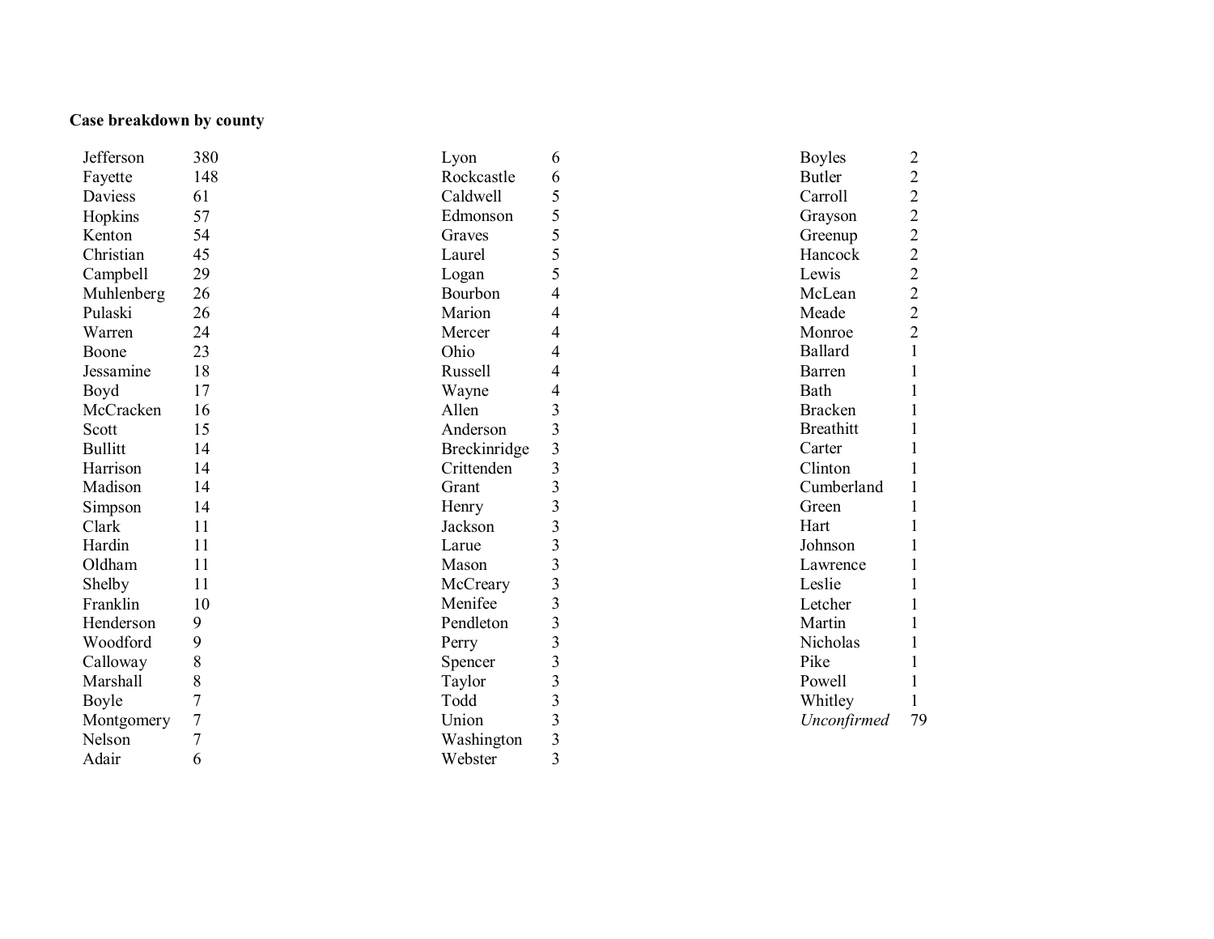**Case breakdown by county**

| | | | | | |
|---|---|---|---|---|---|
| Jefferson | 380 | Lyon | 6 | Boyles | 2 |
| Fayette | 148 | Rockcastle | 6 | Butler | 2 |
| Daviess | 61 | Caldwell | 5 | Carroll | 2 |
| Hopkins | 57 | Edmonson | 5 | Grayson | 2 |
| Kenton | 54 | Graves | 5 | Greenup | 2 |
| Christian | 45 | Laurel | 5 | Hancock | 2 |
| Campbell | 29 | Logan | 5 | Lewis | 2 |
| Muhlenberg | 26 | Bourbon | 4 | McLean | 2 |
| Pulaski | 26 | Marion | 4 | Meade | 2 |
| Warren | 24 | Mercer | 4 | Monroe | 2 |
| Boone | 23 | Ohio | 4 | Ballard | 1 |
| Jessamine | 18 | Russell | 4 | Barren | 1 |
| Boyd | 17 | Wayne | 4 | Bath | 1 |
| McCracken | 16 | Allen | 3 | Bracken | 1 |
| Scott | 15 | Anderson | 3 | Breathitt | 1 |
| Bullitt | 14 | Breckinridge | 3 | Carter | 1 |
| Harrison | 14 | Crittenden | 3 | Clinton | 1 |
| Madison | 14 | Grant | 3 | Cumberland | 1 |
| Simpson | 14 | Henry | 3 | Green | 1 |
| Clark | 11 | Jackson | 3 | Hart | 1 |
| Hardin | 11 | Larue | 3 | Johnson | 1 |
| Oldham | 11 | Mason | 3 | Lawrence | 1 |
| Shelby | 11 | McCreary | 3 | Leslie | 1 |
| Franklin | 10 | Menifee | 3 | Letcher | 1 |
| Henderson | 9 | Pendleton | 3 | Martin | 1 |
| Woodford | 9 | Perry | 3 | Nicholas | 1 |
| Calloway | 8 | Spencer | 3 | Pike | 1 |
| Marshall | 8 | Taylor | 3 | Powell | 1 |
| Boyle | 7 | Todd | 3 | Whitley | 1 |
| Montgomery | 7 | Union | 3 | *Unconfirmed* | 79 |
| Nelson | 7 | Washington | 3 | | |
| Adair | 6 | Webster | 3 | | |